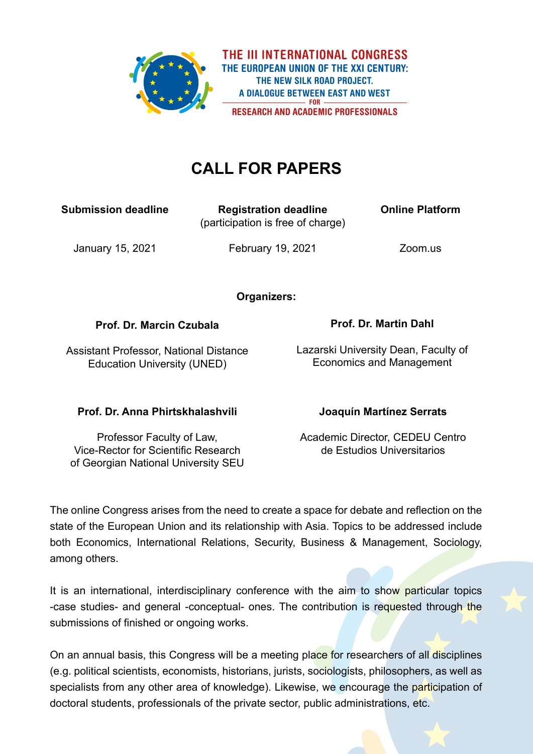# THE III INTERNATIONAL CONGRESS

## THE EUROPEAN UNION OF THE XXI CENTURY: THE NEW SILK ROAD PROJECT. A DIALOGUE BETWEEN EAST AND WEST

### FOR RESEARCH AND ACADEMIC PROFESSIONALS

## CALL FOR PAPERS

| **Submission deadline** | **Registration deadline** (participation is free of charge) | **Online Platform** |
|---|---|---|
| January 15, 2021 | February 19, 2021 | Zoom.us |

**Organizers:**

**Prof. Dr. Marcin Czubala**

Assistant Professor, National Distance Education University (UNED)

**Prof. Dr. Martin Dahl**

Lazarski University Dean, Faculty of Economics and Management

**Prof. Dr. Anna Phirtskhalashvili**

Professor Faculty of Law, Vice-Rector for Scientific Research of Georgian National University SEU

**Joaquín Martínez Serrats**

Academic Director, CEDEU Centro de Estudios Universitarios

The online Congress arises from the need to create a space for debate and reflection on the state of the European Union and its relationship with Asia. Topics to be addressed include both Economics, International Relations, Security, Business & Management, Sociology, among others.

It is an international, interdisciplinary conference with the aim to show particular topics -case studies- and general -conceptual- ones. The contribution is requested through the submissions of finished or ongoing works.

On an annual basis, this Congress will be a meeting place for researchers of all disciplines (e.g. political scientists, economists, historians, jurists, sociologists, philosophers, as well as specialists from any other area of knowledge). Likewise, we encourage the participation of doctoral students, professionals of the private sector, public administrations, etc.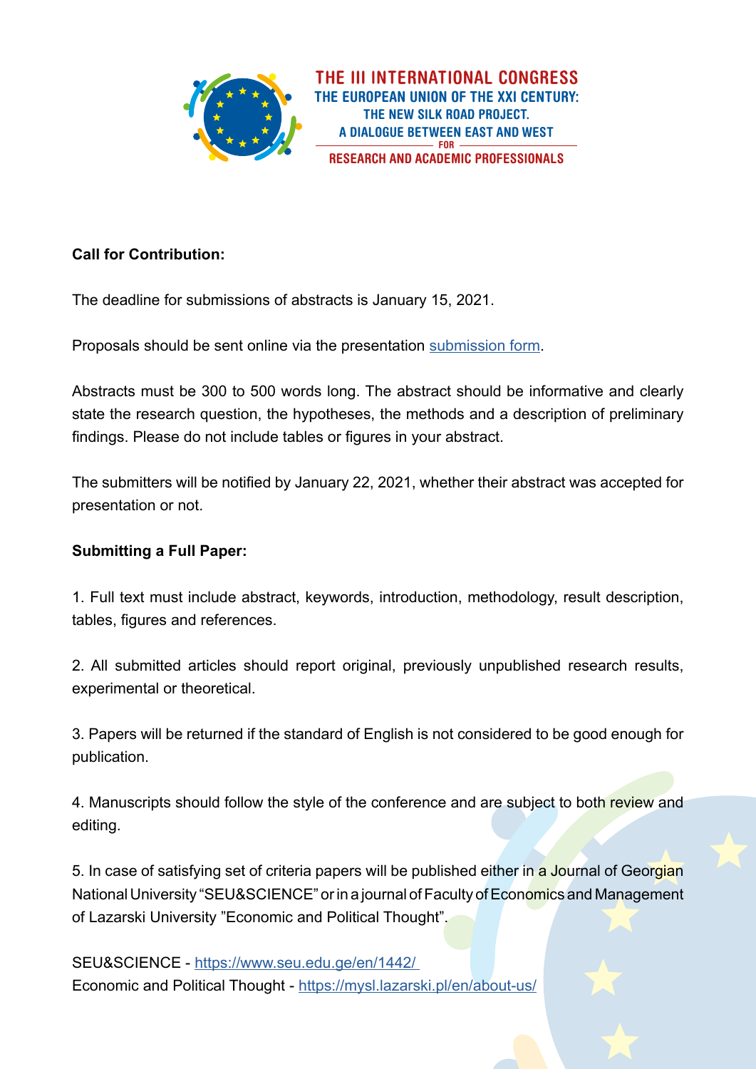THE III INTERNATIONAL CONGRESS
THE EUROPEAN UNION OF THE XXI CENTURY:
THE NEW SILK ROAD PROJECT.
A DIALOGUE BETWEEN EAST AND WEST
FOR
RESEARCH AND ACADEMIC PROFESSIONALS

**Call for Contribution:**

The deadline for submissions of abstracts is January 15, 2021.

Proposals should be sent online via the presentation [submission form].

Abstracts must be 300 to 500 words long. The abstract should be informative and clearly state the research question, the hypotheses, the methods and a description of preliminary findings. Please do not include tables or figures in your abstract.

The submitters will be notified by January 22, 2021, whether their abstract was accepted for presentation or not.

**Submitting a Full Paper:**

1. Full text must include abstract, keywords, introduction, methodology, result description, tables, figures and references.

2. All submitted articles should report original, previously unpublished research results, experimental or theoretical.

3. Papers will be returned if the standard of English is not considered to be good enough for publication.

4. Manuscripts should follow the style of the conference and are subject to both review and editing.

5. In case of satisfying set of criteria papers will be published either in a Journal of Georgian National University "SEU&SCIENCE" or in a journal of Faculty of Economics and Management of Lazarski University "Economic and Political Thought".

SEU&SCIENCE - https://www.seu.edu.ge/en/1442/
Economic and Political Thought - https://mysl.lazarski.pl/en/about-us/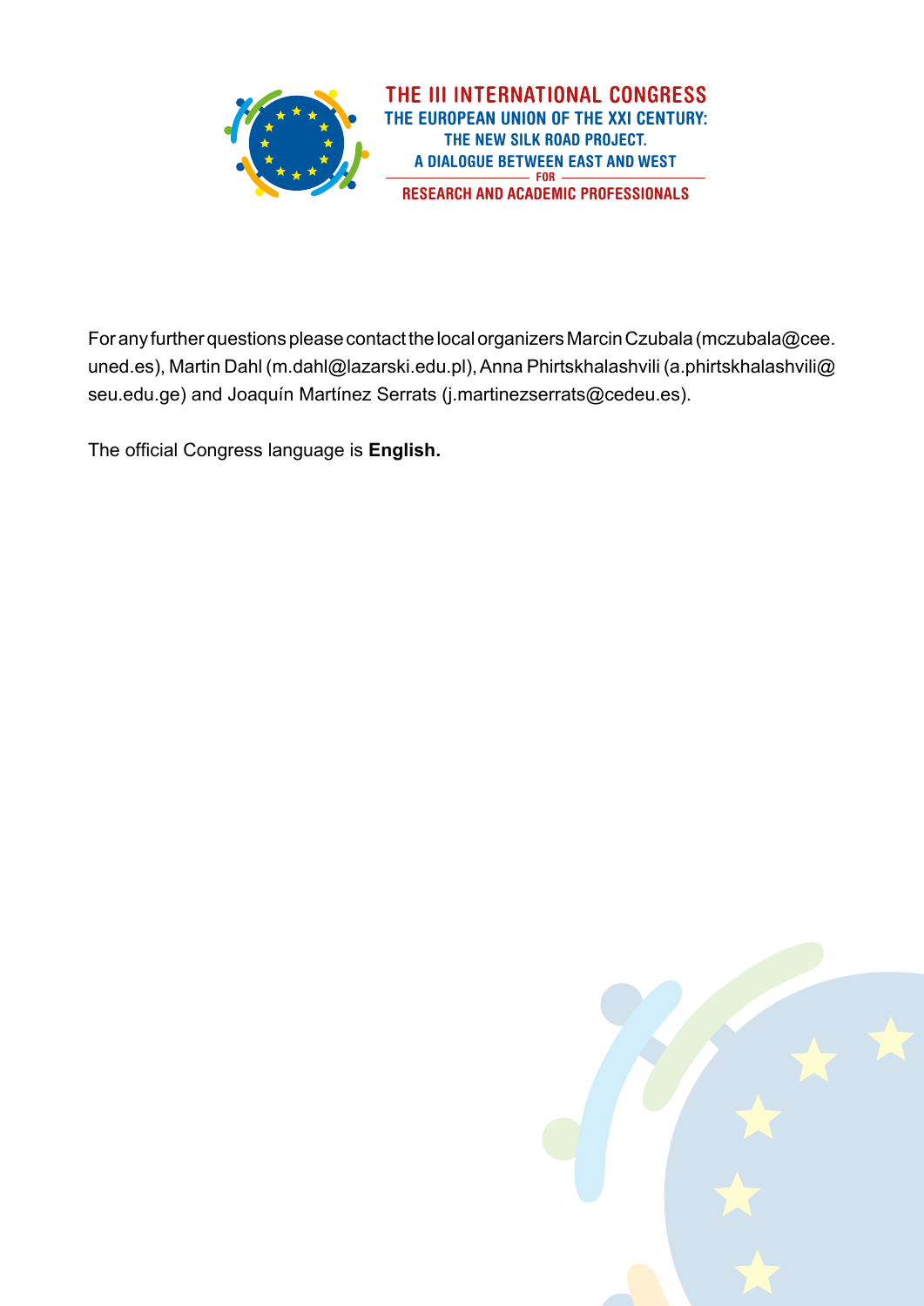For any further questions please contact the local organizers Marcin Czubala (mczubala@cee.uned.es), Martin Dahl (m.dahl@lazarski.edu.pl), Anna Phirtskhalashvili (a.phirtskhalashvili@seu.edu.ge) and Joaquín Martínez Serrats (j.martinezserrats@cedeu.es).

The official Congress language is **English.**